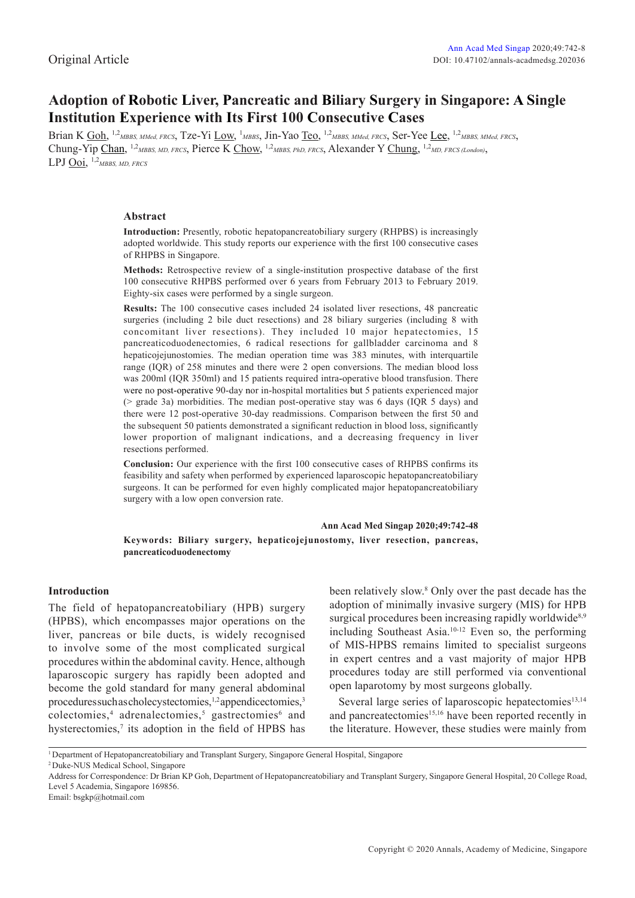Original Article

# Adoption of Robotic Liver, Pancreatic and Biliary Surgery in Singapore: A Single Institution Experience with Its First 100 Consecutive Cases

Brian K Goh, [1,2] *MBBS, MMed, FRCS*, Tze-Yi Low, [1] *MBBS*, Jin-Yao Teo, [1,2] *MBBS, MMed, FRCS*, Ser-Yee Lee, [1,2] *MBBS, MMed, FRCS*, Chung-Yip Chan, [1,2] *MBBS, MD, FRCS*, Pierce K Chow, [1,2] *MBBS, PhD, FRCS*, Alexander Y Chung, [1,2] *MD, FRCS (London)*, LPJ Ooi, [1,2] *MBBS, MD, FRCS*

## Abstract

**Introduction:** Presently, robotic hepatopancreatobiliary surgery (RHPBS) is increasingly adopted worldwide. This study reports our experience with the first 100 consecutive cases of RHPBS in Singapore.

**Methods:** Retrospective review of a single-institution prospective database of the first 100 consecutive RHPBS performed over 6 years from February 2013 to February 2019. Eighty-six cases were performed by a single surgeon.

**Results:** The 100 consecutive cases included 24 isolated liver resections, 48 pancreatic surgeries (including 2 bile duct resections) and 28 biliary surgeries (including 8 with concomitant liver resections). They included 10 major hepatectomies, 15 pancreaticoduodenectomies, 6 radical resections for gallbladder carcinoma and 8 hepaticojejunostomies. The median operation time was 383 minutes, with interquartile range (IQR) of 258 minutes and there were 2 open conversions. The median blood loss was 200ml (IQR 350ml) and 15 patients required intra-operative blood transfusion. There were no post-operative 90-day nor in-hospital mortalities but 5 patients experienced major (> grade 3a) morbidities. The median post-operative stay was 6 days (IQR 5 days) and there were 12 post-operative 30-day readmissions. Comparison between the first 50 and the subsequent 50 patients demonstrated a significant reduction in blood loss, significantly lower proportion of malignant indications, and a decreasing frequency in liver resections performed.

**Conclusion:** Our experience with the first 100 consecutive cases of RHPBS confirms its feasibility and safety when performed by experienced laparoscopic hepatopancreatobiliary surgeons. It can be performed for even highly complicated major hepatopancreatobiliary surgery with a low open conversion rate.

**Ann Acad Med Singap 2020;49:742-48**

**Keywords: Biliary surgery, hepaticojejunostomy, liver resection, pancreas, pancreaticoduodenectomy**

## Introduction

The field of hepatopancreatobiliary (HPB) surgery (HPBS), which encompasses major operations on the liver, pancreas or bile ducts, is widely recognised to involve some of the most complicated surgical procedures within the abdominal cavity. Hence, although laparoscopic surgery has rapidly been adopted and become the gold standard for many general abdominal procedures such as cholecystectomies,[1,2] appendicectomies,[3] colectomies,[4] adrenalectomies,[5] gastrectomies[6] and hysterectomies,[7] its adoption in the field of HPBS has been relatively slow.[8] Only over the past decade has the adoption of minimally invasive surgery (MIS) for HPB surgical procedures been increasing rapidly worldwide[8,9] including Southeast Asia.[10-12] Even so, the performing of MIS-HPBS remains limited to specialist surgeons in expert centres and a vast majority of major HPB procedures today are still performed via conventional open laparotomy by most surgeons globally.

Several large series of laparoscopic hepatectomies[13,14] and pancreatectomies[15,16] have been reported recently in the literature. However, these studies were mainly from

[1] Department of Hepatopancreatobiliary and Transplant Surgery, Singapore General Hospital, Singapore

[2] Duke-NUS Medical School, Singapore

Address for Correspondence: Dr Brian KP Goh, Department of Hepatopancreatobiliary and Transplant Surgery, Singapore General Hospital, 20 College Road, Level 5 Academia, Singapore 169856.

Email: bsgkp@hotmail.com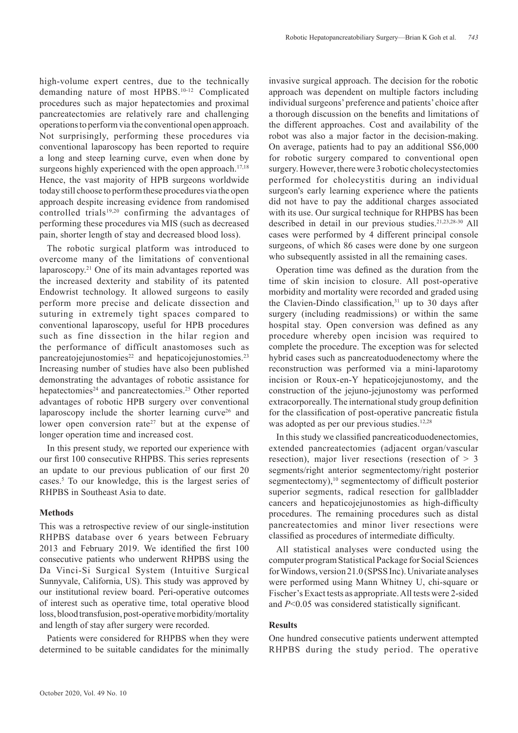high-volume expert centres, due to the technically demanding nature of most HPBS.[10-12] Complicated procedures such as major hepatectomies and proximal pancreatectomies are relatively rare and challenging operations to perform via the conventional open approach. Not surprisingly, performing these procedures via conventional laparoscopy has been reported to require a long and steep learning curve, even when done by surgeons highly experienced with the open approach.[17,18] Hence, the vast majority of HPB surgeons worldwide today still choose to perform these procedures via the open approach despite increasing evidence from randomised controlled trials[19,20] confirming the advantages of performing these procedures via MIS (such as decreased pain, shorter length of stay and decreased blood loss).

The robotic surgical platform was introduced to overcome many of the limitations of conventional laparoscopy.[21] One of its main advantages reported was the increased dexterity and stability of its patented Endowrist technology. It allowed surgeons to easily perform more precise and delicate dissection and suturing in extremely tight spaces compared to conventional laparoscopy, useful for HPB procedures such as fine dissection in the hilar region and the performance of difficult anastomoses such as pancreatojejunostomies[22] and hepaticojejunostomies.[23] Increasing number of studies have also been published demonstrating the advantages of robotic assistance for hepatectomies[24] and pancreatectomies.[25] Other reported advantages of robotic HPB surgery over conventional laparoscopy include the shorter learning curve[26] and lower open conversion rate[27] but at the expense of longer operation time and increased cost.

In this present study, we reported our experience with our first 100 consecutive RHPBS. This series represents an update to our previous publication of our first 20 cases.[5] To our knowledge, this is the largest series of RHPBS in Southeast Asia to date.

## Methods

This was a retrospective review of our single-institution RHPBS database over 6 years between February 2013 and February 2019. We identified the first 100 consecutive patients who underwent RHPBS using the Da Vinci-Si Surgical System (Intuitive Surgical Sunnyvale, California, US). This study was approved by our institutional review board. Peri-operative outcomes of interest such as operative time, total operative blood loss, blood transfusion, post-operative morbidity/mortality and length of stay after surgery were recorded.

Patients were considered for RHPBS when they were determined to be suitable candidates for the minimally invasive surgical approach. The decision for the robotic approach was dependent on multiple factors including individual surgeons' preference and patients' choice after a thorough discussion on the benefits and limitations of the different approaches. Cost and availability of the robot was also a major factor in the decision-making. On average, patients had to pay an additional S$6,000 for robotic surgery compared to conventional open surgery. However, there were 3 robotic cholecystectomies performed for cholecystitis during an individual surgeon's early learning experience where the patients did not have to pay the additional charges associated with its use. Our surgical technique for RHPBS has been described in detail in our previous studies.[21,23,28-30] All cases were performed by 4 different principal console surgeons, of which 86 cases were done by one surgeon who subsequently assisted in all the remaining cases.

Operation time was defined as the duration from the time of skin incision to closure. All post-operative morbidity and mortality were recorded and graded using the Clavien-Dindo classification,[31] up to 30 days after surgery (including readmissions) or within the same hospital stay. Open conversion was defined as any procedure whereby open incision was required to complete the procedure. The exception was for selected hybrid cases such as pancreatoduodenectomy where the reconstruction was performed via a mini-laparotomy incision or Roux-en-Y hepaticojejunostomy, and the construction of the jejuno-jejunostomy was performed extracorporeally. The international study group definition for the classification of post-operative pancreatic fistula was adopted as per our previous studies.[12,28]

In this study we classified pancreaticoduodenectomies, extended pancreatectomies (adjacent organ/vascular resection), major liver resections (resection of > 3 segments/right anterior segmentectomy/right posterior segmentectomy),[10] segmentectomy of difficult posterior superior segments, radical resection for gallbladder cancers and hepaticojejunostomies as high-difficulty procedures. The remaining procedures such as distal pancreatectomies and minor liver resections were classified as procedures of intermediate difficulty.

All statistical analyses were conducted using the computer program Statistical Package for Social Sciences for Windows, version 21.0 (SPSS Inc). Univariate analyses were performed using Mann Whitney U, chi-square or Fischer's Exact tests as appropriate. All tests were 2-sided and $P<0.05$ was considered statistically significant.

## Results

One hundred consecutive patients underwent attempted RHPBS during the study period. The operative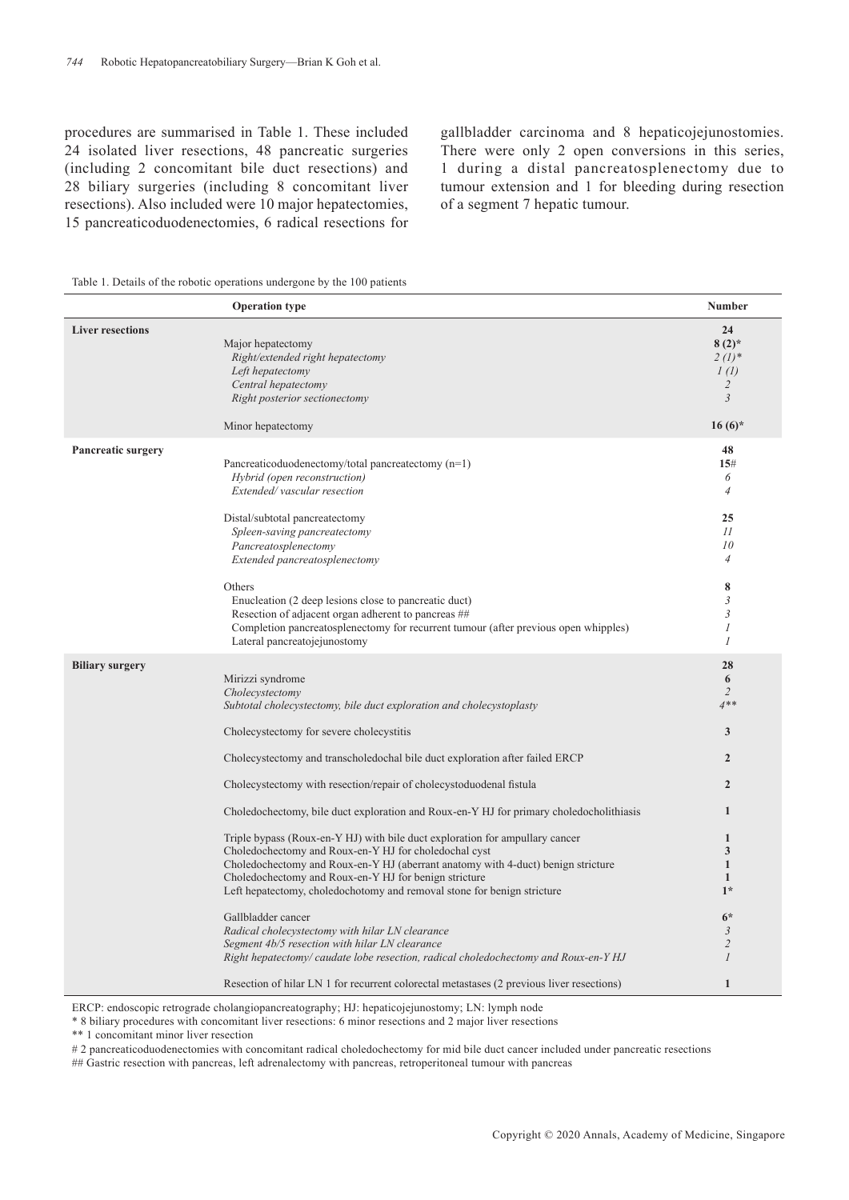procedures are summarised in Table 1. These included 24 isolated liver resections, 48 pancreatic surgeries (including 2 concomitant bile duct resections) and 28 biliary surgeries (including 8 concomitant liver resections). Also included were 10 major hepatectomies, 15 pancreaticoduodenectomies, 6 radical resections for gallbladder carcinoma and 8 hepaticojejunostomies. There were only 2 open conversions in this series, 1 during a distal pancreatosplenectomy due to tumour extension and 1 for bleeding during resection of a segment 7 hepatic tumour.

Table 1. Details of the robotic operations undergone by the 100 patients

| | Operation type | Number |
|---|---|---|
| **Liver resections** | | **24** |
| | Major hepatectomy | **8 (2)*** |
| | *Right/extended right hepatectomy* | *2 (1)** |
| | *Left hepatectomy* | *1 (1)* |
| | *Central hepatectomy* | *2* |
| | *Right posterior sectionectomy* | *3* |
| | Minor hepatectomy | **16 (6)*** |
| **Pancreatic surgery** | | **48** |
| | Pancreaticoduodenectomy/total pancreatectomy (n=1) | **15**# |
| | *Hybrid (open reconstruction)* | *6* |
| | *Extended/ vascular resection* | *4* |
| | Distal/subtotal pancreatectomy | **25** |
| | *Spleen-saving pancreatectomy* | *11* |
| | *Pancreatosplenectomy* | *10* |
| | *Extended pancreatosplenectomy* | *4* |
| | Others | **8** |
| | Enucleation (2 deep lesions close to pancreatic duct) | *3* |
| | Resection of adjacent organ adherent to pancreas ## | *3* |
| | Completion pancreatosplenectomy for recurrent tumour (after previous open whipples) | *1* |
| | Lateral pancreatojejunostomy | *1* |
| **Biliary surgery** | | **28** |
| | Mirizzi syndrome | **6** |
| | *Cholecystectomy* | *2* |
| | *Subtotal cholecystectomy, bile duct exploration and cholecystoplasty* | *4*** |
| | Cholecystectomy for severe cholecystitis | **3** |
| | Cholecystectomy and transcholedochal bile duct exploration after failed ERCP | **2** |
| | Cholecystectomy with resection/repair of cholecystoduodenal fistula | **2** |
| | Choledochectomy, bile duct exploration and Roux-en-Y HJ for primary choledocholithiasis | **1** |
| | Triple bypass (Roux-en-Y HJ) with bile duct exploration for ampullary cancer | **1** |
| | Choledochectomy and Roux-en-Y HJ for choledochal cyst | **3** |
| | Choledochectomy and Roux-en-Y HJ (aberrant anatomy with 4-duct) benign stricture | **1** |
| | Choledochectomy and Roux-en-Y HJ for benign stricture | **1** |
| | Left hepatectomy, choledochotomy and removal stone for benign stricture | **1*** |
| | Gallbladder cancer | **6*** |
| | *Radical cholecystectomy with hilar LN clearance* | *3* |
| | *Segment 4b/5 resection with hilar LN clearance* | *2* |
| | *Right hepatectomy/ caudate lobe resection, radical choledochectomy and Roux-en-Y HJ* | *1* |
| | Resection of hilar LN 1 for recurrent colorectal metastases (2 previous liver resections) | **1** |

ERCP: endoscopic retrograde cholangiopancreatography; HJ: hepaticojejunostomy; LN: lymph node

\* 8 biliary procedures with concomitant liver resections: 6 minor resections and 2 major liver resections

\*\* 1 concomitant minor liver resection

\# 2 pancreaticoduodenectomies with concomitant radical choledochectomy for mid bile duct cancer included under pancreatic resections

\#\# Gastric resection with pancreas, left adrenalectomy with pancreas, retroperitoneal tumour with pancreas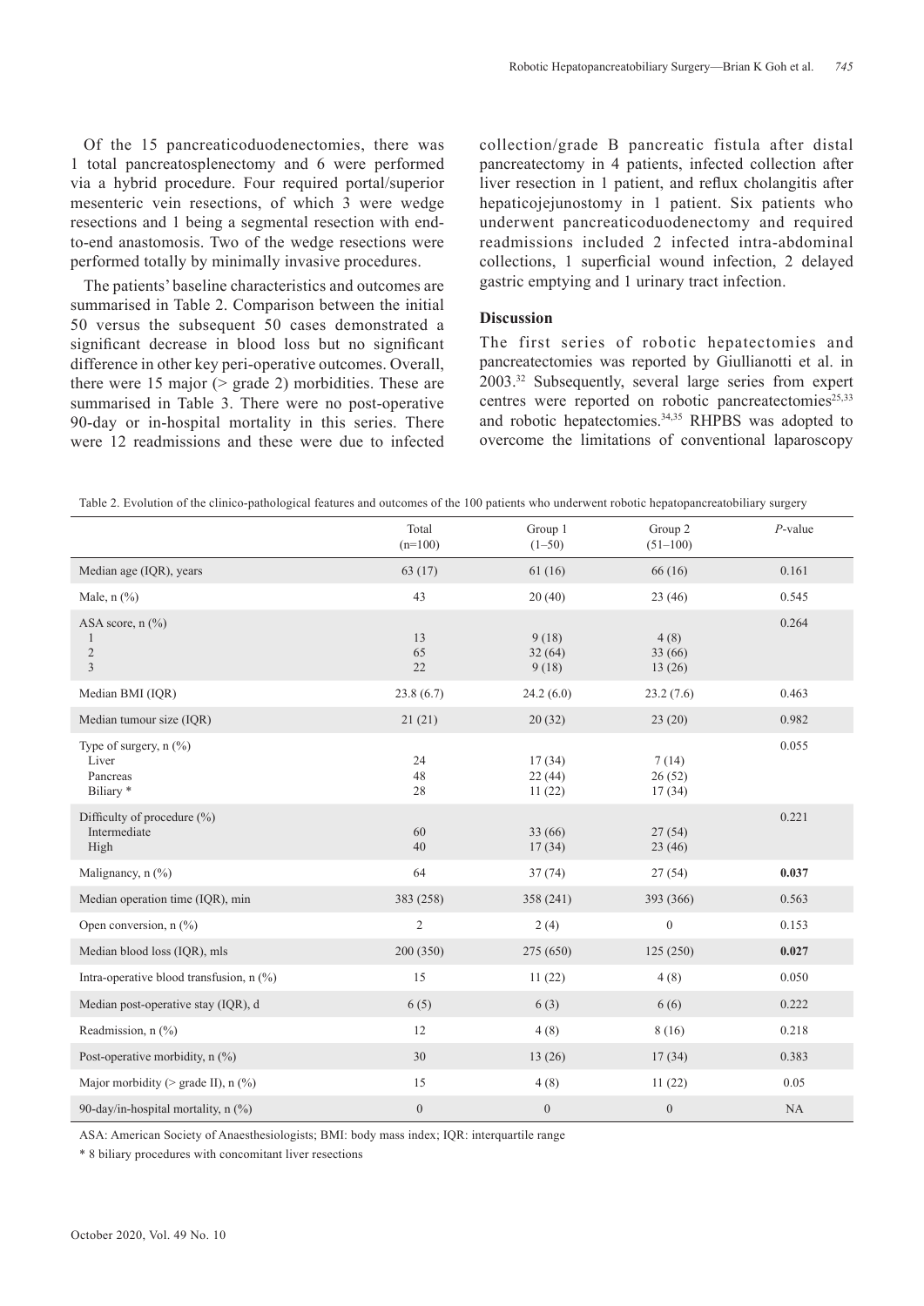Of the 15 pancreaticoduodenectomies, there was 1 total pancreatosplenectomy and 6 were performed via a hybrid procedure. Four required portal/superior mesenteric vein resections, of which 3 were wedge resections and 1 being a segmental resection with end-to-end anastomosis. Two of the wedge resections were performed totally by minimally invasive procedures.

The patients' baseline characteristics and outcomes are summarised in Table 2. Comparison between the initial 50 versus the subsequent 50 cases demonstrated a significant decrease in blood loss but no significant difference in other key peri-operative outcomes. Overall, there were 15 major (> grade 2) morbidities. These are summarised in Table 3. There were no post-operative 90-day or in-hospital mortality in this series. There were 12 readmissions and these were due to infected collection/grade B pancreatic fistula after distal pancreatectomy in 4 patients, infected collection after liver resection in 1 patient, and reflux cholangitis after hepaticojejunostomy in 1 patient. Six patients who underwent pancreaticoduodenectomy and required readmissions included 2 infected intra-abdominal collections, 1 superficial wound infection, 2 delayed gastric emptying and 1 urinary tract infection.

## Discussion

The first series of robotic hepatectomies and pancreatectomies was reported by Giullianotti et al. in 2003.[32] Subsequently, several large series from expert centres were reported on robotic pancreatectomies[25,33] and robotic hepatectomies.[34,35] RHPBS was adopted to overcome the limitations of conventional laparoscopy

Table 2. Evolution of the clinico-pathological features and outcomes of the 100 patients who underwent robotic hepatopancreatobiliary surgery

| | Total (n=100) | Group 1 (1–50) | Group 2 (51–100) | *P*-value |
|---|---|---|---|---|
| Median age (IQR), years | 63 (17) | 61 (16) | 66 (16) | 0.161 |
| Male, n (%) | 43 | 20 (40) | 23 (46) | 0.545 |
| ASA score, n (%) | | | | 0.264 |
| 1 | 13 | 9 (18) | 4 (8) | |
| 2 | 65 | 32 (64) | 33 (66) | |
| 3 | 22 | 9 (18) | 13 (26) | |
| Median BMI (IQR) | 23.8 (6.7) | 24.2 (6.0) | 23.2 (7.6) | 0.463 |
| Median tumour size (IQR) | 21 (21) | 20 (32) | 23 (20) | 0.982 |
| Type of surgery, n (%) | | | | 0.055 |
| Liver | 24 | 17 (34) | 7 (14) | |
| Pancreas | 48 | 22 (44) | 26 (52) | |
| Biliary * | 28 | 11 (22) | 17 (34) | |
| Difficulty of procedure (%) | | | | 0.221 |
| Intermediate | 60 | 33 (66) | 27 (54) | |
| High | 40 | 17 (34) | 23 (46) | |
| Malignancy, n (%) | 64 | 37 (74) | 27 (54) | **0.037** |
| Median operation time (IQR), min | 383 (258) | 358 (241) | 393 (366) | 0.563 |
| Open conversion, n (%) | 2 | 2 (4) | 0 | 0.153 |
| Median blood loss (IQR), mls | 200 (350) | 275 (650) | 125 (250) | **0.027** |
| Intra-operative blood transfusion, n (%) | 15 | 11 (22) | 4 (8) | 0.050 |
| Median post-operative stay (IQR), d | 6 (5) | 6 (3) | 6 (6) | 0.222 |
| Readmission, n (%) | 12 | 4 (8) | 8 (16) | 0.218 |
| Post-operative morbidity, n (%) | 30 | 13 (26) | 17 (34) | 0.383 |
| Major morbidity (> grade II), n (%) | 15 | 4 (8) | 11 (22) | 0.05 |
| 90-day/in-hospital mortality, n (%) | 0 | 0 | 0 | NA |

ASA: American Society of Anaesthesiologists; BMI: body mass index; IQR: interquartile range

\* 8 biliary procedures with concomitant liver resections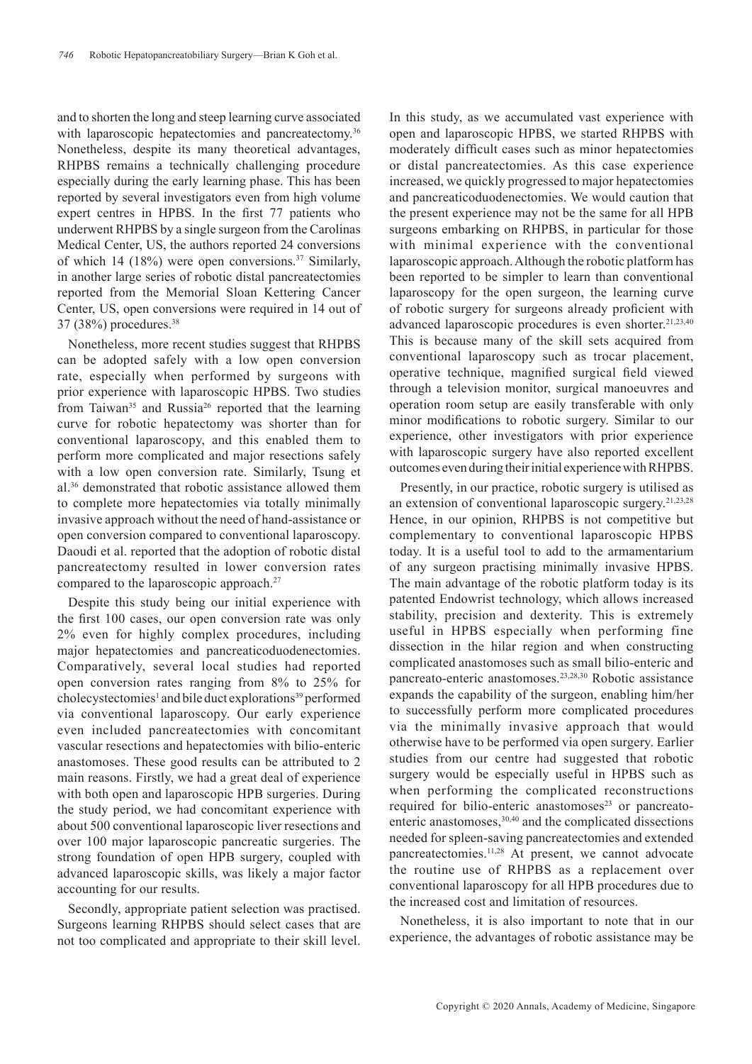and to shorten the long and steep learning curve associated with laparoscopic hepatectomies and pancreatectomy.[36] Nonetheless, despite its many theoretical advantages, RHPBS remains a technically challenging procedure especially during the early learning phase. This has been reported by several investigators even from high volume expert centres in HPBS. In the first 77 patients who underwent RHPBS by a single surgeon from the Carolinas Medical Center, US, the authors reported 24 conversions of which 14 (18%) were open conversions.[37] Similarly, in another large series of robotic distal pancreatectomies reported from the Memorial Sloan Kettering Cancer Center, US, open conversions were required in 14 out of 37 (38%) procedures.[38]

Nonetheless, more recent studies suggest that RHPBS can be adopted safely with a low open conversion rate, especially when performed by surgeons with prior experience with laparoscopic HPBS. Two studies from Taiwan[35] and Russia[26] reported that the learning curve for robotic hepatectomy was shorter than for conventional laparoscopy, and this enabled them to perform more complicated and major resections safely with a low open conversion rate. Similarly, Tsung et al.[36] demonstrated that robotic assistance allowed them to complete more hepatectomies via totally minimally invasive approach without the need of hand-assistance or open conversion compared to conventional laparoscopy. Daoudi et al. reported that the adoption of robotic distal pancreatectomy resulted in lower conversion rates compared to the laparoscopic approach.[27]

Despite this study being our initial experience with the first 100 cases, our open conversion rate was only 2% even for highly complex procedures, including major hepatectomies and pancreaticoduodenectomies. Comparatively, several local studies had reported open conversion rates ranging from 8% to 25% for cholecystectomies[1] and bile duct explorations[39] performed via conventional laparoscopy. Our early experience even included pancreatectomies with concomitant vascular resections and hepatectomies with bilio-enteric anastomoses. These good results can be attributed to 2 main reasons. Firstly, we had a great deal of experience with both open and laparoscopic HPB surgeries. During the study period, we had concomitant experience with about 500 conventional laparoscopic liver resections and over 100 major laparoscopic pancreatic surgeries. The strong foundation of open HPB surgery, coupled with advanced laparoscopic skills, was likely a major factor accounting for our results.

Secondly, appropriate patient selection was practised. Surgeons learning RHPBS should select cases that are not too complicated and appropriate to their skill level. In this study, as we accumulated vast experience with open and laparoscopic HPBS, we started RHPBS with moderately difficult cases such as minor hepatectomies or distal pancreatectomies. As this case experience increased, we quickly progressed to major hepatectomies and pancreaticoduodenectomies. We would caution that the present experience may not be the same for all HPB surgeons embarking on RHPBS, in particular for those with minimal experience with the conventional laparoscopic approach. Although the robotic platform has been reported to be simpler to learn than conventional laparoscopy for the open surgeon, the learning curve of robotic surgery for surgeons already proficient with advanced laparoscopic procedures is even shorter.[21,23,40] This is because many of the skill sets acquired from conventional laparoscopy such as trocar placement, operative technique, magnified surgical field viewed through a television monitor, surgical manoeuvres and operation room setup are easily transferable with only minor modifications to robotic surgery. Similar to our experience, other investigators with prior experience with laparoscopic surgery have also reported excellent outcomes even during their initial experience with RHPBS.

Presently, in our practice, robotic surgery is utilised as an extension of conventional laparoscopic surgery.[21,23,28] Hence, in our opinion, RHPBS is not competitive but complementary to conventional laparoscopic HPBS today. It is a useful tool to add to the armamentarium of any surgeon practising minimally invasive HPBS. The main advantage of the robotic platform today is its patented Endowrist technology, which allows increased stability, precision and dexterity. This is extremely useful in HPBS especially when performing fine dissection in the hilar region and when constructing complicated anastomoses such as small bilio-enteric and pancreato-enteric anastomoses.[23,28,30] Robotic assistance expands the capability of the surgeon, enabling him/her to successfully perform more complicated procedures via the minimally invasive approach that would otherwise have to be performed via open surgery. Earlier studies from our centre had suggested that robotic surgery would be especially useful in HPBS such as when performing the complicated reconstructions required for bilio-enteric anastomoses[23] or pancreato-enteric anastomoses,[30,40] and the complicated dissections needed for spleen-saving pancreatectomies and extended pancreatectomies.[11,28] At present, we cannot advocate the routine use of RHPBS as a replacement over conventional laparoscopy for all HPB procedures due to the increased cost and limitation of resources.

Nonetheless, it is also important to note that in our experience, the advantages of robotic assistance may be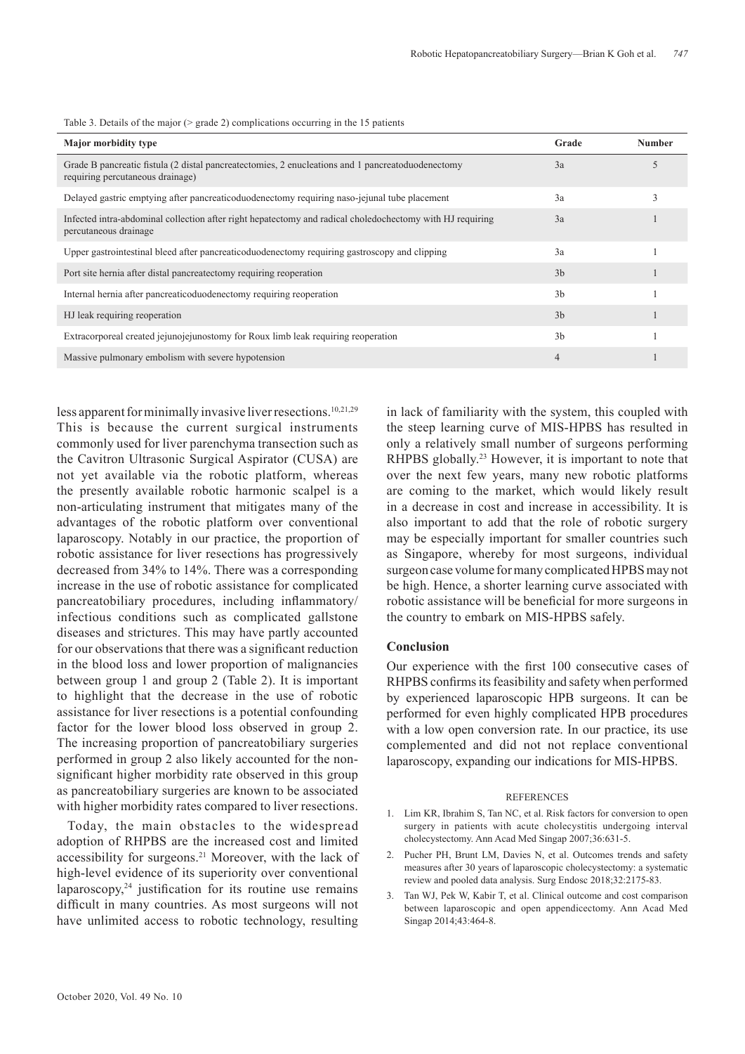Table 3. Details of the major (> grade 2) complications occurring in the 15 patients

| Major morbidity type | Grade | Number |
|---|---|---|
| Grade B pancreatic fistula (2 distal pancreatectomies, 2 enucleations and 1 pancreatoduodenectomy requiring percutaneous drainage) | 3a | 5 |
| Delayed gastric emptying after pancreaticoduodenectomy requiring naso-jejunal tube placement | 3a | 3 |
| Infected intra-abdominal collection after right hepatectomy and radical choledochectomy with HJ requiring percutaneous drainage | 3a | 1 |
| Upper gastrointestinal bleed after pancreaticoduodenectomy requiring gastroscopy and clipping | 3a | 1 |
| Port site hernia after distal pancreatectomy requiring reoperation | 3b | 1 |
| Internal hernia after pancreaticoduodenectomy requiring reoperation | 3b | 1 |
| HJ leak requiring reoperation | 3b | 1 |
| Extracorporeal created jejunojejunostomy for Roux limb leak requiring reoperation | 3b | 1 |
| Massive pulmonary embolism with severe hypotension | 4 | 1 |

less apparent for minimally invasive liver resections.[10,21,29] This is because the current surgical instruments commonly used for liver parenchyma transection such as the Cavitron Ultrasonic Surgical Aspirator (CUSA) are not yet available via the robotic platform, whereas the presently available robotic harmonic scalpel is a non-articulating instrument that mitigates many of the advantages of the robotic platform over conventional laparoscopy. Notably in our practice, the proportion of robotic assistance for liver resections has progressively decreased from 34% to 14%. There was a corresponding increase in the use of robotic assistance for complicated pancreatobiliary procedures, including inflammatory/infectious conditions such as complicated gallstone diseases and strictures. This may have partly accounted for our observations that there was a significant reduction in the blood loss and lower proportion of malignancies between group 1 and group 2 (Table 2). It is important to highlight that the decrease in the use of robotic assistance for liver resections is a potential confounding factor for the lower blood loss observed in group 2. The increasing proportion of pancreatobiliary surgeries performed in group 2 also likely accounted for the non-significant higher morbidity rate observed in this group as pancreatobiliary surgeries are known to be associated with higher morbidity rates compared to liver resections.

Today, the main obstacles to the widespread adoption of RHPBS are the increased cost and limited accessibility for surgeons.[21] Moreover, with the lack of high-level evidence of its superiority over conventional laparoscopy,[24] justification for its routine use remains difficult in many countries. As most surgeons will not have unlimited access to robotic technology, resulting in lack of familiarity with the system, this coupled with the steep learning curve of MIS-HPBS has resulted in only a relatively small number of surgeons performing RHPBS globally.[23] However, it is important to note that over the next few years, many new robotic platforms are coming to the market, which would likely result in a decrease in cost and increase in accessibility. It is also important to add that the role of robotic surgery may be especially important for smaller countries such as Singapore, whereby for most surgeons, individual surgeon case volume for many complicated HPBS may not be high. Hence, a shorter learning curve associated with robotic assistance will be beneficial for more surgeons in the country to embark on MIS-HPBS safely.

## Conclusion

Our experience with the first 100 consecutive cases of RHPBS confirms its feasibility and safety when performed by experienced laparoscopic HPB surgeons. It can be performed for even highly complicated HPB procedures with a low open conversion rate. In our practice, its use complemented and did not not replace conventional laparoscopy, expanding our indications for MIS-HPBS.

## REFERENCES

1. Lim KR, Ibrahim S, Tan NC, et al. Risk factors for conversion to open surgery in patients with acute cholecystitis undergoing interval cholecystectomy. Ann Acad Med Singap 2007;36:631-5.
2. Pucher PH, Brunt LM, Davies N, et al. Outcomes trends and safety measures after 30 years of laparoscopic cholecystectomy: a systematic review and pooled data analysis. Surg Endosc 2018;32:2175-83.
3. Tan WJ, Pek W, Kabir T, et al. Clinical outcome and cost comparison between laparoscopic and open appendicectomy. Ann Acad Med Singap 2014;43:464-8.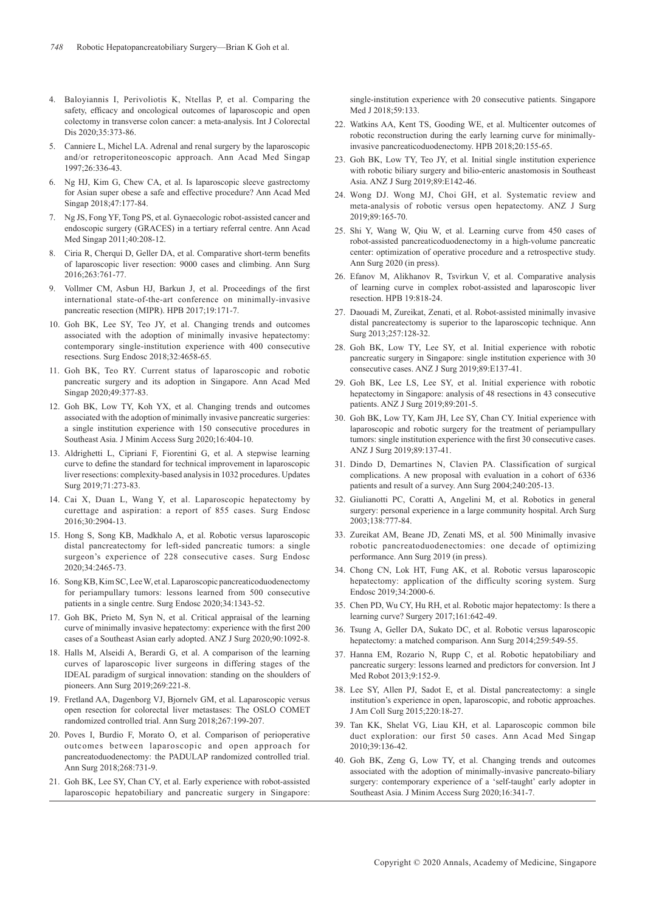4. Baloyiannis I, Perivoliotis K, Ntellas P, et al. Comparing the safety, efficacy and oncological outcomes of laparoscopic and open colectomy in transverse colon cancer: a meta-analysis. Int J Colorectal Dis 2020;35:373-86.
5. Canniere L, Michel LA. Adrenal and renal surgery by the laparoscopic and/or retroperitoneoscopic approach. Ann Acad Med Singap 1997;26:336-43.
6. Ng HJ, Kim G, Chew CA, et al. Is laparoscopic sleeve gastrectomy for Asian super obese a safe and effective procedure? Ann Acad Med Singap 2018;47:177-84.
7. Ng JS, Fong YF, Tong PS, et al. Gynaecologic robot-assisted cancer and endoscopic surgery (GRACES) in a tertiary referral centre. Ann Acad Med Singap 2011;40:208-12.
8. Ciria R, Cherqui D, Geller DA, et al. Comparative short-term benefits of laparoscopic liver resection: 9000 cases and climbing. Ann Surg 2016;263:761-77.
9. Vollmer CM, Asbun HJ, Barkun J, et al. Proceedings of the first international state-of-the-art conference on minimally-invasive pancreatic resection (MIPR). HPB 2017;19:171-7.
10. Goh BK, Lee SY, Teo JY, et al. Changing trends and outcomes associated with the adoption of minimally invasive hepatectomy: contemporary single-institution experience with 400 consecutive resections. Surg Endosc 2018;32:4658-65.
11. Goh BK, Teo RY. Current status of laparoscopic and robotic pancreatic surgery and its adoption in Singapore. Ann Acad Med Singap 2020;49:377-83.
12. Goh BK, Low TY, Koh YX, et al. Changing trends and outcomes associated with the adoption of minimally invasive pancreatic surgeries: a single institution experience with 150 consecutive procedures in Southeast Asia. J Minim Access Surg 2020;16:404-10.
13. Aldrighetti L, Cipriani F, Fiorentini G, et al. A stepwise learning curve to define the standard for technical improvement in laparoscopic liver resections: complexity-based analysis in 1032 procedures. Updates Surg 2019;71:273-83.
14. Cai X, Duan L, Wang Y, et al. Laparoscopic hepatectomy by curettage and aspiration: a report of 855 cases. Surg Endosc 2016;30:2904-13.
15. Hong S, Song KB, Madkhalo A, et al. Robotic versus laparoscopic distal pancreatectomy for left-sided pancreatic tumors: a single surgeon's experience of 228 consecutive cases. Surg Endosc 2020;34:2465-73.
16. Song KB, Kim SC, Lee W, et al. Laparoscopic pancreaticoduodenectomy for periampullary tumors: lessons learned from 500 consecutive patients in a single centre. Surg Endosc 2020;34:1343-52.
17. Goh BK, Prieto M, Syn N, et al. Critical appraisal of the learning curve of minimally invasive hepatectomy: experience with the first 200 cases of a Southeast Asian early adopted. ANZ J Surg 2020;90:1092-8.
18. Halls M, Alseidi A, Berardi G, et al. A comparison of the learning curves of laparoscopic liver surgeons in differing stages of the IDEAL paradigm of surgical innovation: standing on the shoulders of pioneers. Ann Surg 2019;269:221-8.
19. Fretland AA, Dagenborg VJ, Bjornelv GM, et al. Laparoscopic versus open resection for colorectal liver metastases: The OSLO COMET randomized controlled trial. Ann Surg 2018;267:199-207.
20. Poves I, Burdio F, Morato O, et al. Comparison of perioperative outcomes between laparoscopic and open approach for pancreatoduodenectomy: the PADULAP randomized controlled trial. Ann Surg 2018;268:731-9.
21. Goh BK, Lee SY, Chan CY, et al. Early experience with robot-assisted laparoscopic hepatobiliary and pancreatic surgery in Singapore: single-institution experience with 20 consecutive patients. Singapore Med J 2018;59:133.
22. Watkins AA, Kent TS, Gooding WE, et al. Multicenter outcomes of robotic reconstruction during the early learning curve for minimally-invasive pancreaticoduodenectomy. HPB 2018;20:155-65.
23. Goh BK, Low TY, Teo JY, et al. Initial single institution experience with robotic biliary surgery and bilio-enteric anastomosis in Southeast Asia. ANZ J Surg 2019;89:E142-46.
24. Wong DJ. Wong MJ, Choi GH, et al. Systematic review and meta-analysis of robotic versus open hepatectomy. ANZ J Surg 2019;89:165-70.
25. Shi Y, Wang W, Qiu W, et al. Learning curve from 450 cases of robot-assisted pancreaticoduodenectomy in a high-volume pancreatic center: optimization of operative procedure and a retrospective study. Ann Surg 2020 (in press).
26. Efanov M, Alikhanov R, Tsvirkun V, et al. Comparative analysis of learning curve in complex robot-assisted and laparoscopic liver resection. HPB 19:818-24.
27. Daouadi M, Zureikat, Zenati, et al. Robot-assisted minimally invasive distal pancreatectomy is superior to the laparoscopic technique. Ann Surg 2013;257:128-32.
28. Goh BK, Low TY, Lee SY, et al. Initial experience with robotic pancreatic surgery in Singapore: single institution experience with 30 consecutive cases. ANZ J Surg 2019;89:E137-41.
29. Goh BK, Lee LS, Lee SY, et al. Initial experience with robotic hepatectomy in Singapore: analysis of 48 resections in 43 consecutive patients. ANZ J Surg 2019;89:201-5.
30. Goh BK, Low TY, Kam JH, Lee SY, Chan CY. Initial experience with laparoscopic and robotic surgery for the treatment of periampullary tumors: single institution experience with the first 30 consecutive cases. ANZ J Surg 2019;89:137-41.
31. Dindo D, Demartines N, Clavien PA. Classification of surgical complications. A new proposal with evaluation in a cohort of 6336 patients and result of a survey. Ann Surg 2004;240:205-13.
32. Giulianotti PC, Coratti A, Angelini M, et al. Robotics in general surgery: personal experience in a large community hospital. Arch Surg 2003;138:777-84.
33. Zureikat AM, Beane JD, Zenati MS, et al. 500 Minimally invasive robotic pancreatoduodenectomies: one decade of optimizing performance. Ann Surg 2019 (in press).
34. Chong CN, Lok HT, Fung AK, et al. Robotic versus laparoscopic hepatectomy: application of the difficulty scoring system. Surg Endosc 2019;34:2000-6.
35. Chen PD, Wu CY, Hu RH, et al. Robotic major hepatectomy: Is there a learning curve? Surgery 2017;161:642-49.
36. Tsung A, Geller DA, Sukato DC, et al. Robotic versus laparoscopic hepatectomy: a matched comparison. Ann Surg 2014;259:549-55.
37. Hanna EM, Rozario N, Rupp C, et al. Robotic hepatobiliary and pancreatic surgery: lessons learned and predictors for conversion. Int J Med Robot 2013;9:152-9.
38. Lee SY, Allen PJ, Sadot E, et al. Distal pancreatectomy: a single institution's experience in open, laparoscopic, and robotic approaches. J Am Coll Surg 2015;220:18-27.
39. Tan KK, Shelat VG, Liau KH, et al. Laparoscopic common bile duct exploration: our first 50 cases. Ann Acad Med Singap 2010;39:136-42.
40. Goh BK, Zeng G, Low TY, et al. Changing trends and outcomes associated with the adoption of minimally-invasive pancreato-biliary surgery: contemporary experience of a 'self-taught' early adopter in Southeast Asia. J Minim Access Surg 2020;16:341-7.